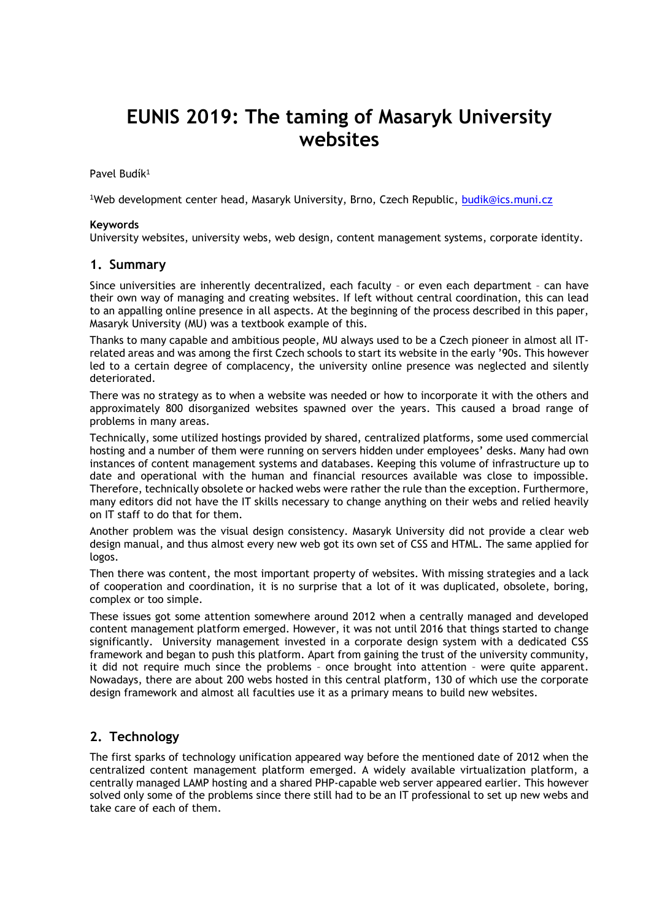# EUNIS 2019: The taming of Masaryk University websites

Pavel Budík[1]

[1]Web development center head, Masaryk University, Brno, Czech Republic, budik@ics.muni.cz

**Keywords**

University websites, university webs, web design, content management systems, corporate identity.

## 1. Summary

Since universities are inherently decentralized, each faculty – or even each department – can have their own way of managing and creating websites. If left without central coordination, this can lead to an appalling online presence in all aspects. At the beginning of the process described in this paper, Masaryk University (MU) was a textbook example of this.

Thanks to many capable and ambitious people, MU always used to be a Czech pioneer in almost all IT-related areas and was among the first Czech schools to start its website in the early '90s. This however led to a certain degree of complacency, the university online presence was neglected and silently deteriorated.

There was no strategy as to when a website was needed or how to incorporate it with the others and approximately 800 disorganized websites spawned over the years. This caused a broad range of problems in many areas.

Technically, some utilized hostings provided by shared, centralized platforms, some used commercial hosting and a number of them were running on servers hidden under employees' desks. Many had own instances of content management systems and databases. Keeping this volume of infrastructure up to date and operational with the human and financial resources available was close to impossible. Therefore, technically obsolete or hacked webs were rather the rule than the exception. Furthermore, many editors did not have the IT skills necessary to change anything on their webs and relied heavily on IT staff to do that for them.

Another problem was the visual design consistency. Masaryk University did not provide a clear web design manual, and thus almost every new web got its own set of CSS and HTML. The same applied for logos.

Then there was content, the most important property of websites. With missing strategies and a lack of cooperation and coordination, it is no surprise that a lot of it was duplicated, obsolete, boring, complex or too simple.

These issues got some attention somewhere around 2012 when a centrally managed and developed content management platform emerged. However, it was not until 2016 that things started to change significantly. University management invested in a corporate design system with a dedicated CSS framework and began to push this platform. Apart from gaining the trust of the university community, it did not require much since the problems – once brought into attention – were quite apparent. Nowadays, there are about 200 webs hosted in this central platform, 130 of which use the corporate design framework and almost all faculties use it as a primary means to build new websites.

## 2. Technology

The first sparks of technology unification appeared way before the mentioned date of 2012 when the centralized content management platform emerged. A widely available virtualization platform, a centrally managed LAMP hosting and a shared PHP-capable web server appeared earlier. This however solved only some of the problems since there still had to be an IT professional to set up new webs and take care of each of them.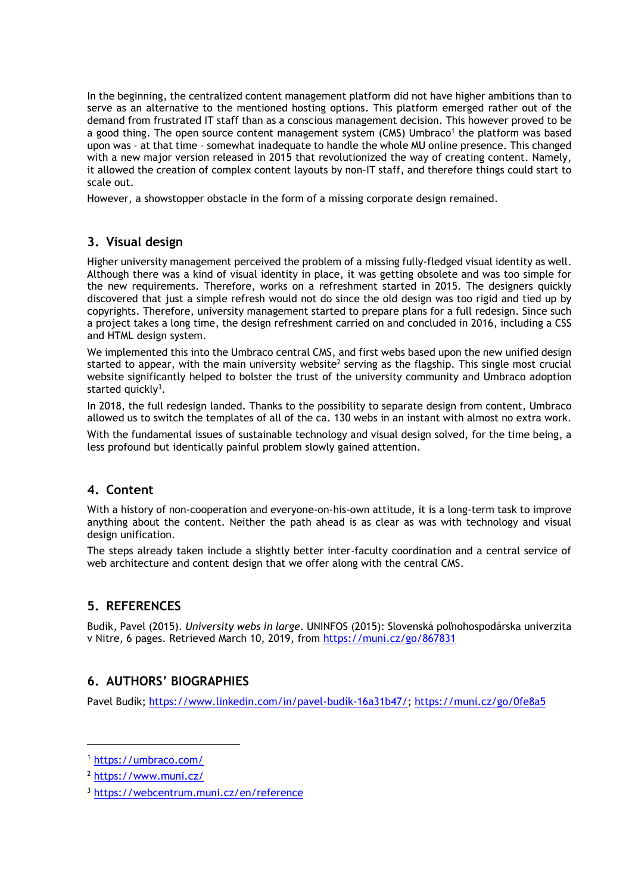In the beginning, the centralized content management platform did not have higher ambitions than to serve as an alternative to the mentioned hosting options. This platform emerged rather out of the demand from frustrated IT staff than as a conscious management decision. This however proved to be a good thing. The open source content management system (CMS) Umbraco[1] the platform was based upon was – at that time – somewhat inadequate to handle the whole MU online presence. This changed with a new major version released in 2015 that revolutionized the way of creating content. Namely, it allowed the creation of complex content layouts by non-IT staff, and therefore things could start to scale out.

However, a showstopper obstacle in the form of a missing corporate design remained.

## 3. Visual design

Higher university management perceived the problem of a missing fully-fledged visual identity as well. Although there was a kind of visual identity in place, it was getting obsolete and was too simple for the new requirements. Therefore, works on a refreshment started in 2015. The designers quickly discovered that just a simple refresh would not do since the old design was too rigid and tied up by copyrights. Therefore, university management started to prepare plans for a full redesign. Since such a project takes a long time, the design refreshment carried on and concluded in 2016, including a CSS and HTML design system.

We implemented this into the Umbraco central CMS, and first webs based upon the new unified design started to appear, with the main university website[2] serving as the flagship. This single most crucial website significantly helped to bolster the trust of the university community and Umbraco adoption started quickly[3].

In 2018, the full redesign landed. Thanks to the possibility to separate design from content, Umbraco allowed us to switch the templates of all of the ca. 130 webs in an instant with almost no extra work.

With the fundamental issues of sustainable technology and visual design solved, for the time being, a less profound but identically painful problem slowly gained attention.

## 4. Content

With a history of non-cooperation and everyone-on-his-own attitude, it is a long-term task to improve anything about the content. Neither the path ahead is as clear as was with technology and visual design unification.

The steps already taken include a slightly better inter-faculty coordination and a central service of web architecture and content design that we offer along with the central CMS.

## 5. REFERENCES

Budík, Pavel (2015). *University webs in large*. UNINFOS (2015): Slovenská poľnohospodárska univerzita v Nitre, 6 pages. Retrieved March 10, 2019, from https://muni.cz/go/867831

## 6. AUTHORS' BIOGRAPHIES

Pavel Budík; https://www.linkedin.com/in/pavel-budík-16a31b47/; https://muni.cz/go/0fe8a5

---

[1] https://umbraco.com/

[2] https://www.muni.cz/

[3] https://webcentrum.muni.cz/en/reference